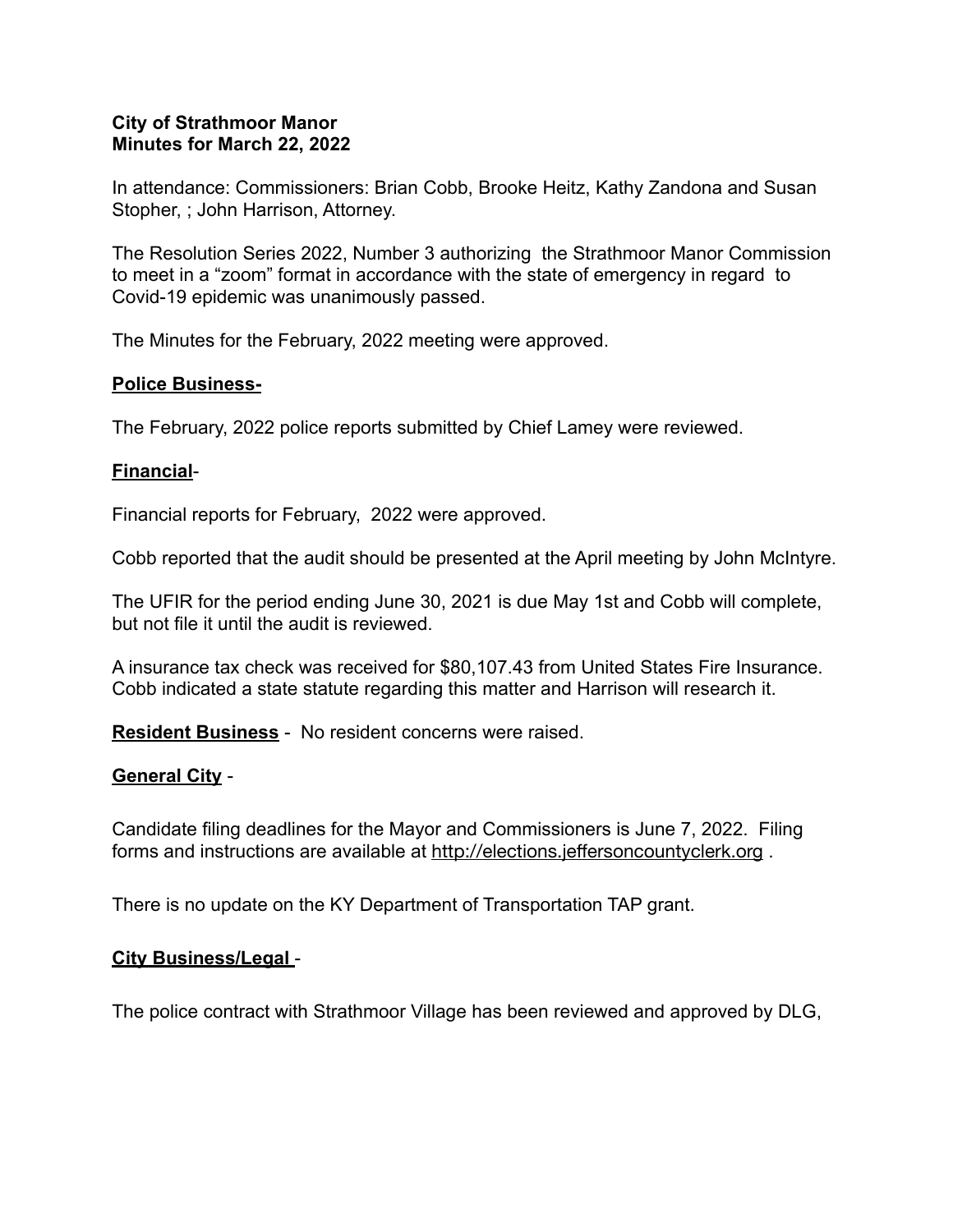**City of Strathmoor Manor**
**Minutes for March 22, 2022**

In attendance: Commissioners: Brian Cobb, Brooke Heitz, Kathy Zandona and Susan Stopher, ; John Harrison, Attorney.

The Resolution Series 2022, Number 3 authorizing the Strathmoor Manor Commission to meet in a "zoom" format in accordance with the state of emergency in regard to Covid-19 epidemic was unanimously passed.

The Minutes for the February, 2022 meeting were approved.

**Police Business-**

The February, 2022 police reports submitted by Chief Lamey were reviewed.

**Financial**-

Financial reports for February, 2022 were approved.

Cobb reported that the audit should be presented at the April meeting by John McIntyre.

The UFIR for the period ending June 30, 2021 is due May 1st and Cobb will complete, but not file it until the audit is reviewed.

A insurance tax check was received for $80,107.43 from United States Fire Insurance. Cobb indicated a state statute regarding this matter and Harrison will research it.

**Resident Business** - No resident concerns were raised.

**General City** -

Candidate filing deadlines for the Mayor and Commissioners is June 7, 2022. Filing forms and instructions are available at http://elections.jeffersoncountyclerk.org .

There is no update on the KY Department of Transportation TAP grant.

**City Business/Legal** -

The police contract with Strathmoor Village has been reviewed and approved by DLG,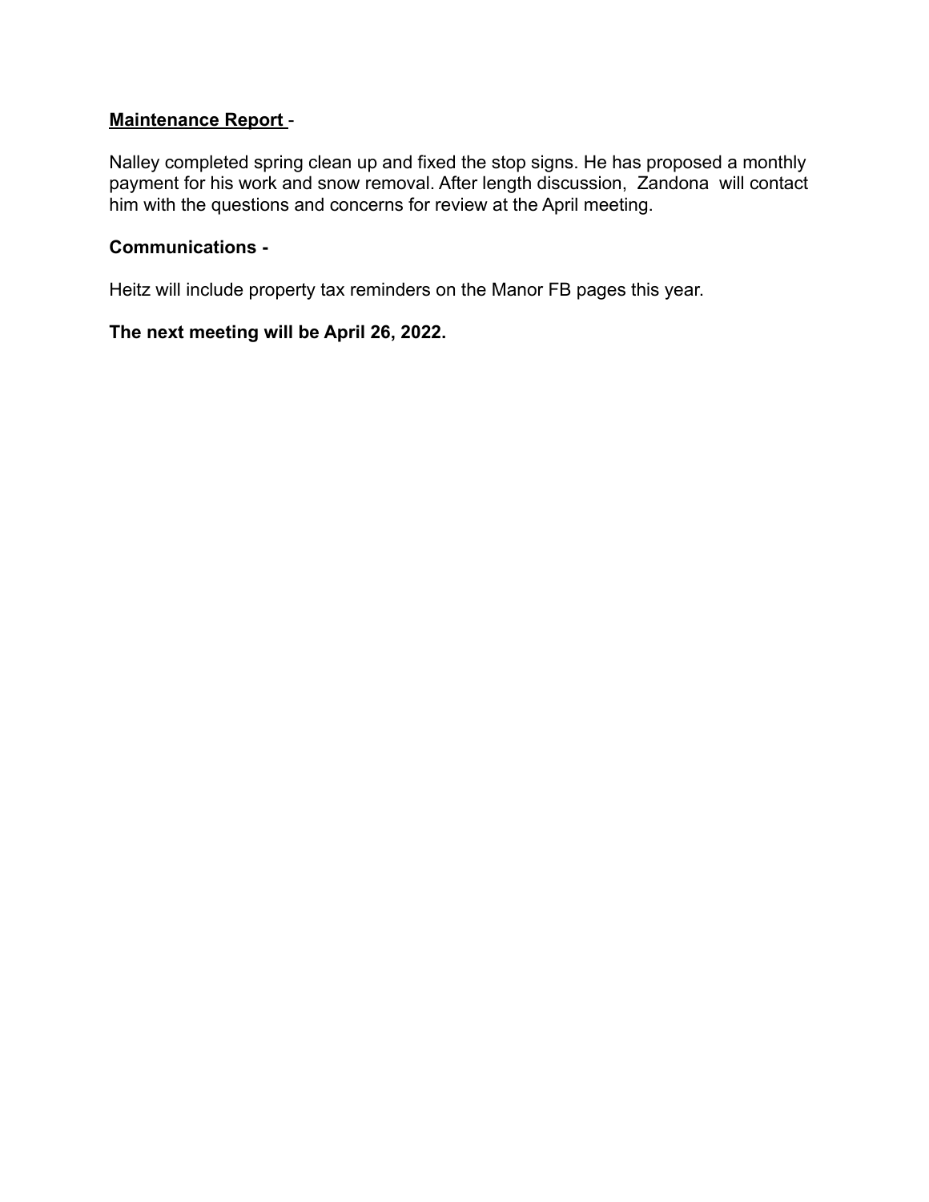**Maintenance Report** -

Nalley completed spring clean up and fixed the stop signs. He has proposed a monthly payment for his work and snow removal. After length discussion, Zandona will contact him with the questions and concerns for review at the April meeting.

**Communications -**

Heitz will include property tax reminders on the Manor FB pages this year.

**The next meeting will be April 26, 2022.**